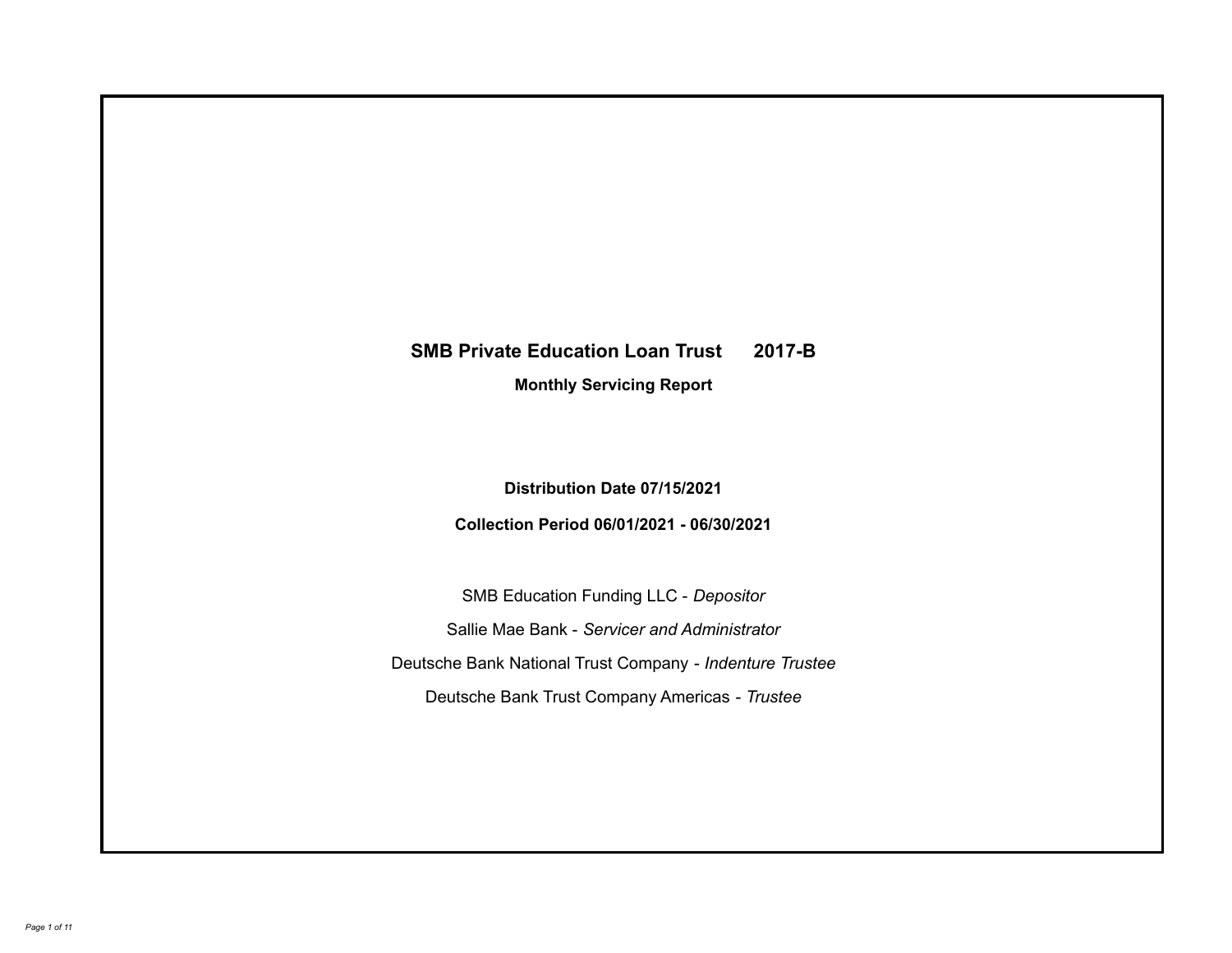# SMB Private Education Loan Trust 2017-B

**Monthly Servicing Report**

**Distribution Date 07/15/2021**

**Collection Period 06/01/2021 - 06/30/2021**

SMB Education Funding LLC - *Depositor*

Sallie Mae Bank - *Servicer and Administrator*

Deutsche Bank National Trust Company - *Indenture Trustee*

Deutsche Bank Trust Company Americas - *Trustee*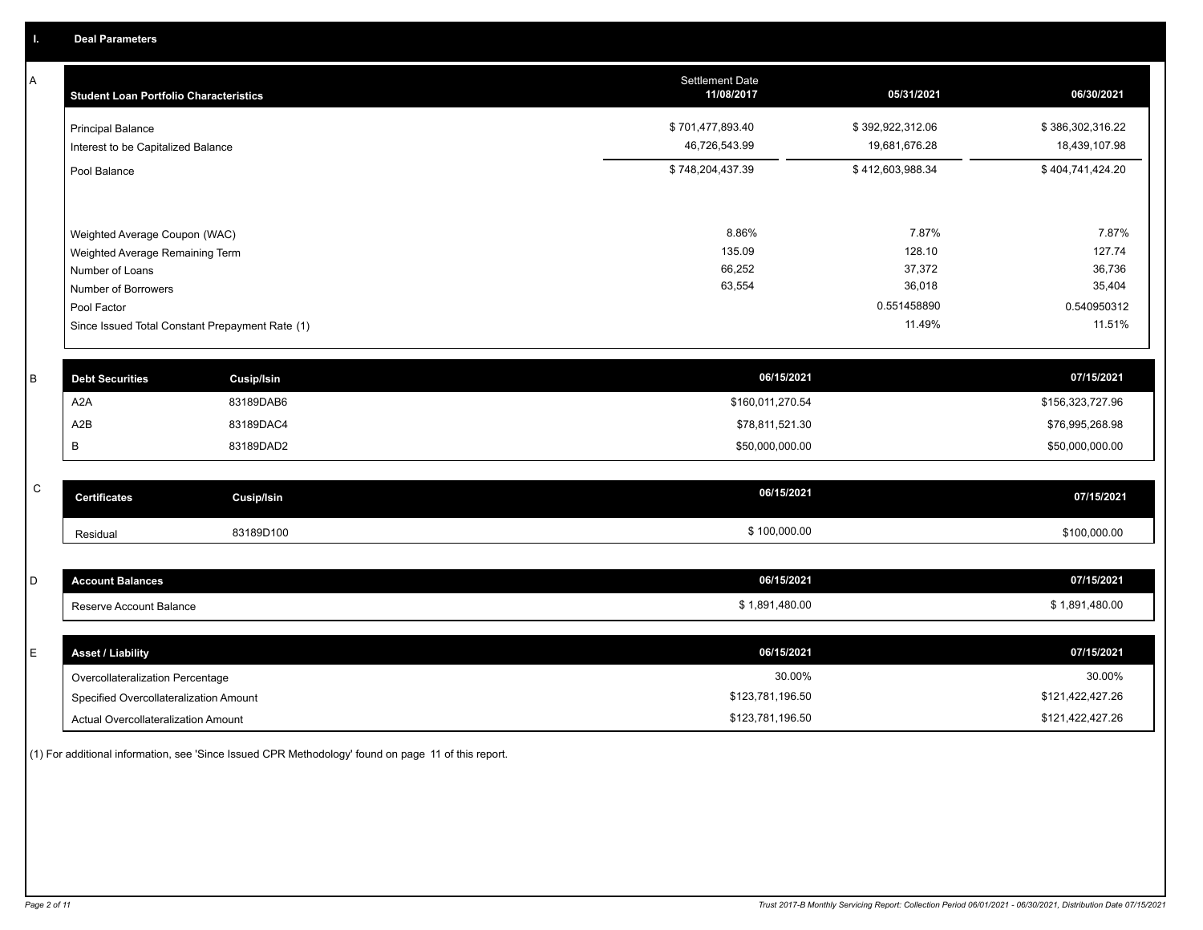## I. Deal Parameters

### A

| Student Loan Portfolio Characteristics | Settlement Date 11/08/2017 | 05/31/2021 | 06/30/2021 |
|---|---|---|---|
| Principal Balance | $ 701,477,893.40 | $ 392,922,312.06 | $ 386,302,316.22 |
| Interest to be Capitalized Balance | 46,726,543.99 | 19,681,676.28 | 18,439,107.98 |
| Pool Balance | $ 748,204,437.39 | $ 412,603,988.34 | $ 404,741,424.20 |
| Weighted Average Coupon (WAC) | 8.86% | 7.87% | 7.87% |
| Weighted Average Remaining Term | 135.09 | 128.10 | 127.74 |
| Number of Loans | 66,252 | 37,372 | 36,736 |
| Number of Borrowers | 63,554 | 36,018 | 35,404 |
| Pool Factor | | 0.551458890 | 0.540950312 |
| Since Issued Total Constant Prepayment Rate (1) | | 11.49% | 11.51% |

### B

| Debt Securities | Cusip/Isin | 06/15/2021 | 07/15/2021 |
|---|---|---|---|
| A2A | 83189DAB6 | $160,011,270.54 | $156,323,727.96 |
| A2B | 83189DAC4 | $78,811,521.30 | $76,995,268.98 |
| B | 83189DAD2 | $50,000,000.00 | $50,000,000.00 |

### C

| Certificates | Cusip/Isin | 06/15/2021 | 07/15/2021 |
|---|---|---|---|
| Residual | 83189D100 | $ 100,000.00 | $100,000.00 |

### D

| Account Balances | 06/15/2021 | 07/15/2021 |
|---|---|---|
| Reserve Account Balance | $ 1,891,480.00 | $ 1,891,480.00 |

### E

| Asset / Liability | 06/15/2021 | 07/15/2021 |
|---|---|---|
| Overcollateralization Percentage | 30.00% | 30.00% |
| Specified Overcollateralization Amount | $123,781,196.50 | $121,422,427.26 |
| Actual Overcollateralization Amount | $123,781,196.50 | $121,422,427.26 |

(1) For additional information, see 'Since Issued CPR Methodology' found on page 11 of this report.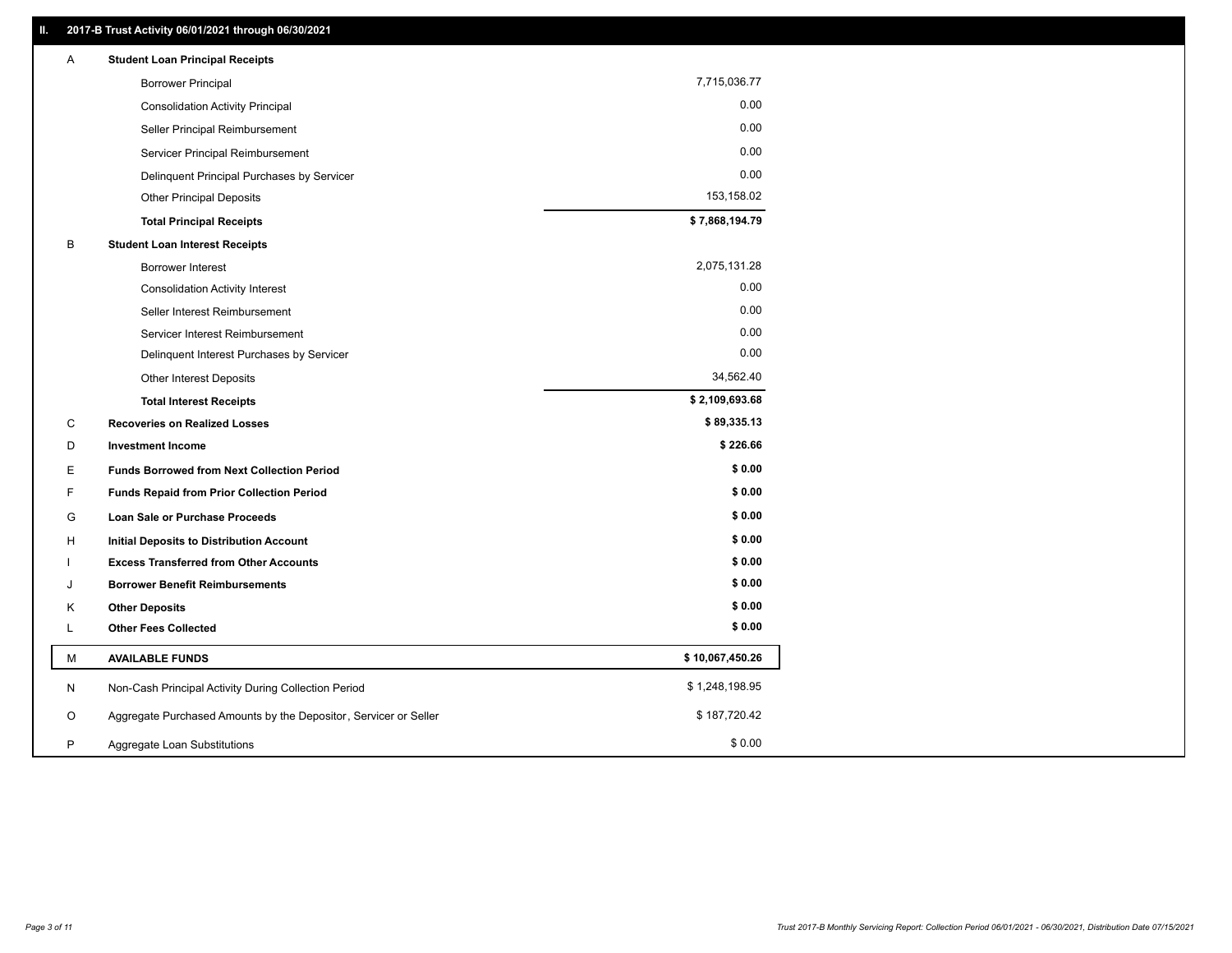## II. 2017-B Trust Activity 06/01/2021 through 06/30/2021

| | | |
|---|---|---|
| A | **Student Loan Principal Receipts** | |
| | Borrower Principal | 7,715,036.77 |
| | Consolidation Activity Principal | 0.00 |
| | Seller Principal Reimbursement | 0.00 |
| | Servicer Principal Reimbursement | 0.00 |
| | Delinquent Principal Purchases by Servicer | 0.00 |
| | Other Principal Deposits | 153,158.02 |
| | **Total Principal Receipts** | **$ 7,868,194.79** |
| B | **Student Loan Interest Receipts** | |
| | Borrower Interest | 2,075,131.28 |
| | Consolidation Activity Interest | 0.00 |
| | Seller Interest Reimbursement | 0.00 |
| | Servicer Interest Reimbursement | 0.00 |
| | Delinquent Interest Purchases by Servicer | 0.00 |
| | Other Interest Deposits | 34,562.40 |
| | **Total Interest Receipts** | **$ 2,109,693.68** |
| C | **Recoveries on Realized Losses** | **$ 89,335.13** |
| D | **Investment Income** | **$ 226.66** |
| E | **Funds Borrowed from Next Collection Period** | **$ 0.00** |
| F | **Funds Repaid from Prior Collection Period** | **$ 0.00** |
| G | **Loan Sale or Purchase Proceeds** | **$ 0.00** |
| H | **Initial Deposits to Distribution Account** | **$ 0.00** |
| I | **Excess Transferred from Other Accounts** | **$ 0.00** |
| J | **Borrower Benefit Reimbursements** | **$ 0.00** |
| K | **Other Deposits** | **$ 0.00** |
| L | **Other Fees Collected** | **$ 0.00** |
| M | **AVAILABLE FUNDS** | **$ 10,067,450.26** |
| N | Non-Cash Principal Activity During Collection Period | $ 1,248,198.95 |
| O | Aggregate Purchased Amounts by the Depositor, Servicer or Seller | $ 187,720.42 |
| P | Aggregate Loan Substitutions | $ 0.00 |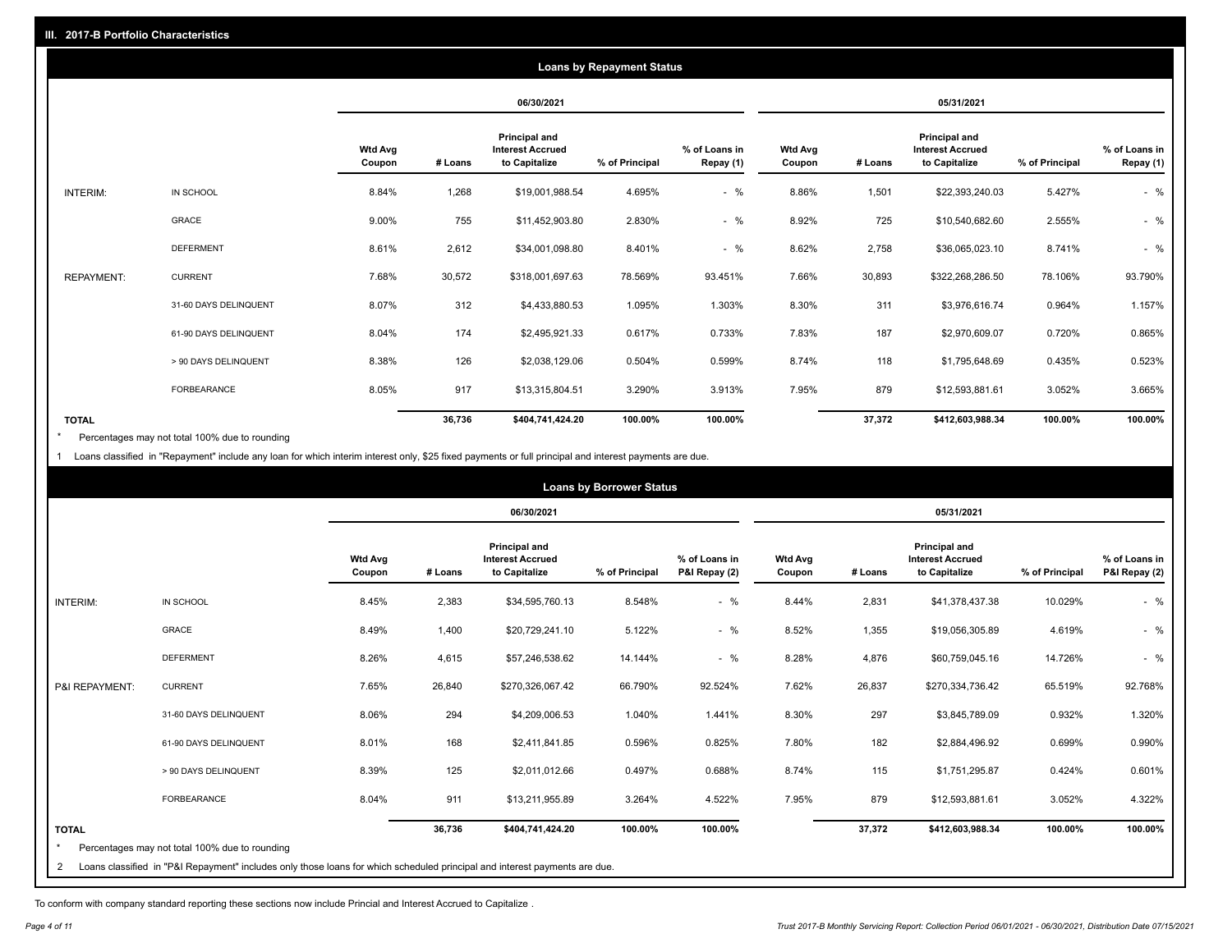## III. 2017-B Portfolio Characteristics

### Loans by Repayment Status

| | | 06/30/2021 | | | | | 05/31/2021 | | | | |
|---|---|---|---|---|---|---|---|---|---|---|---|
| | | Wtd Avg Coupon | # Loans | Principal and Interest Accrued to Capitalize | % of Principal | % of Loans in Repay (1) | Wtd Avg Coupon | # Loans | Principal and Interest Accrued to Capitalize | % of Principal | % of Loans in Repay (1) |
| INTERIM: | IN SCHOOL | 8.84% | 1,268 | $19,001,988.54 | 4.695% | - % | 8.86% | 1,501 | $22,393,240.03 | 5.427% | - % |
| | GRACE | 9.00% | 755 | $11,452,903.80 | 2.830% | - % | 8.92% | 725 | $10,540,682.60 | 2.555% | - % |
| | DEFERMENT | 8.61% | 2,612 | $34,001,098.80 | 8.401% | - % | 8.62% | 2,758 | $36,065,023.10 | 8.741% | - % |
| REPAYMENT: | CURRENT | 7.68% | 30,572 | $318,001,697.63 | 78.569% | 93.451% | 7.66% | 30,893 | $322,268,286.50 | 78.106% | 93.790% |
| | 31-60 DAYS DELINQUENT | 8.07% | 312 | $4,433,880.53 | 1.095% | 1.303% | 8.30% | 311 | $3,976,616.74 | 0.964% | 1.157% |
| | 61-90 DAYS DELINQUENT | 8.04% | 174 | $2,495,921.33 | 0.617% | 0.733% | 7.83% | 187 | $2,970,609.07 | 0.720% | 0.865% |
| | > 90 DAYS DELINQUENT | 8.38% | 126 | $2,038,129.06 | 0.504% | 0.599% | 8.74% | 118 | $1,795,648.69 | 0.435% | 0.523% |
| | FORBEARANCE | 8.05% | 917 | $13,315,804.51 | 3.290% | 3.913% | 7.95% | 879 | $12,593,881.61 | 3.052% | 3.665% |
| **TOTAL** | | | **36,736** | **$404,741,424.20** | **100.00%** | **100.00%** | | **37,372** | **$412,603,988.34** | **100.00%** | **100.00%** |

\* Percentages may not total 100% due to rounding

1 Loans classified in "Repayment" include any loan for which interim interest only, $25 fixed payments or full principal and interest payments are due.

### Loans by Borrower Status

| | | 06/30/2021 | | | | | 05/31/2021 | | | | |
|---|---|---|---|---|---|---|---|---|---|---|---|
| | | Wtd Avg Coupon | # Loans | Principal and Interest Accrued to Capitalize | % of Principal | % of Loans in P&I Repay (2) | Wtd Avg Coupon | # Loans | Principal and Interest Accrued to Capitalize | % of Principal | % of Loans in P&I Repay (2) |
| INTERIM: | IN SCHOOL | 8.45% | 2,383 | $34,595,760.13 | 8.548% | - % | 8.44% | 2,831 | $41,378,437.38 | 10.029% | - % |
| | GRACE | 8.49% | 1,400 | $20,729,241.10 | 5.122% | - % | 8.52% | 1,355 | $19,056,305.89 | 4.619% | - % |
| | DEFERMENT | 8.26% | 4,615 | $57,246,538.62 | 14.144% | - % | 8.28% | 4,876 | $60,759,045.16 | 14.726% | - % |
| P&I REPAYMENT: | CURRENT | 7.65% | 26,840 | $270,326,067.42 | 66.790% | 92.524% | 7.62% | 26,837 | $270,334,736.42 | 65.519% | 92.768% |
| | 31-60 DAYS DELINQUENT | 8.06% | 294 | $4,209,006.53 | 1.040% | 1.441% | 8.30% | 297 | $3,845,789.09 | 0.932% | 1.320% |
| | 61-90 DAYS DELINQUENT | 8.01% | 168 | $2,411,841.85 | 0.596% | 0.825% | 7.80% | 182 | $2,884,496.92 | 0.699% | 0.990% |
| | > 90 DAYS DELINQUENT | 8.39% | 125 | $2,011,012.66 | 0.497% | 0.688% | 8.74% | 115 | $1,751,295.87 | 0.424% | 0.601% |
| | FORBEARANCE | 8.04% | 911 | $13,211,955.89 | 3.264% | 4.522% | 7.95% | 879 | $12,593,881.61 | 3.052% | 4.322% |
| **TOTAL** | | | **36,736** | **$404,741,424.20** | **100.00%** | **100.00%** | | **37,372** | **$412,603,988.34** | **100.00%** | **100.00%** |

\* Percentages may not total 100% due to rounding

2 Loans classified in "P&I Repayment" includes only those loans for which scheduled principal and interest payments are due.

To conform with company standard reporting these sections now include Princial and Interest Accrued to Capitalize .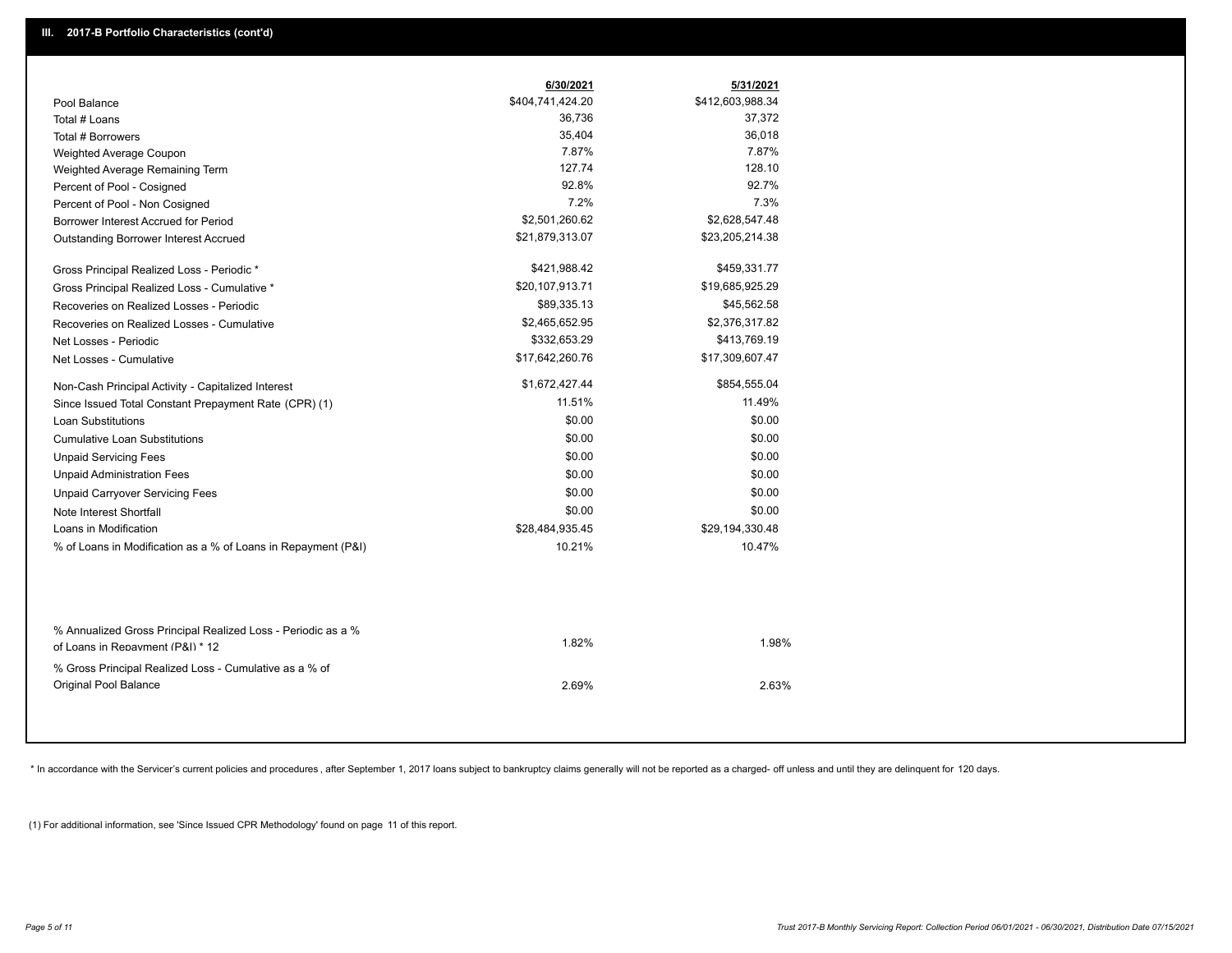## III. 2017-B Portfolio Characteristics (cont'd)

| | 6/30/2021 | 5/31/2021 |
|---|---|---|
| Pool Balance | $404,741,424.20 | $412,603,988.34 |
| Total # Loans | 36,736 | 37,372 |
| Total # Borrowers | 35,404 | 36,018 |
| Weighted Average Coupon | 7.87% | 7.87% |
| Weighted Average Remaining Term | 127.74 | 128.10 |
| Percent of Pool - Cosigned | 92.8% | 92.7% |
| Percent of Pool - Non Cosigned | 7.2% | 7.3% |
| Borrower Interest Accrued for Period | $2,501,260.62 | $2,628,547.48 |
| Outstanding Borrower Interest Accrued | $21,879,313.07 | $23,205,214.38 |
| Gross Principal Realized Loss - Periodic * | $421,988.42 | $459,331.77 |
| Gross Principal Realized Loss - Cumulative * | $20,107,913.71 | $19,685,925.29 |
| Recoveries on Realized Losses - Periodic | $89,335.13 | $45,562.58 |
| Recoveries on Realized Losses - Cumulative | $2,465,652.95 | $2,376,317.82 |
| Net Losses - Periodic | $332,653.29 | $413,769.19 |
| Net Losses - Cumulative | $17,642,260.76 | $17,309,607.47 |
| Non-Cash Principal Activity - Capitalized Interest | $1,672,427.44 | $854,555.04 |
| Since Issued Total Constant Prepayment Rate (CPR) (1) | 11.51% | 11.49% |
| Loan Substitutions | $0.00 | $0.00 |
| Cumulative Loan Substitutions | $0.00 | $0.00 |
| Unpaid Servicing Fees | $0.00 | $0.00 |
| Unpaid Administration Fees | $0.00 | $0.00 |
| Unpaid Carryover Servicing Fees | $0.00 | $0.00 |
| Note Interest Shortfall | $0.00 | $0.00 |
| Loans in Modification | $28,484,935.45 | $29,194,330.48 |
| % of Loans in Modification as a % of Loans in Repayment (P&I) | 10.21% | 10.47% |
| % Annualized Gross Principal Realized Loss - Periodic as a % of Loans in Repayment (P&I) * 12 | 1.82% | 1.98% |
| % Gross Principal Realized Loss - Cumulative as a % of Original Pool Balance | 2.69% | 2.63% |

* In accordance with the Servicer's current policies and procedures , after September 1, 2017 loans subject to bankruptcy claims generally will not be reported as a charged- off unless and until they are delinquent for 120 days.

(1) For additional information, see 'Since Issued CPR Methodology' found on page 11 of this report.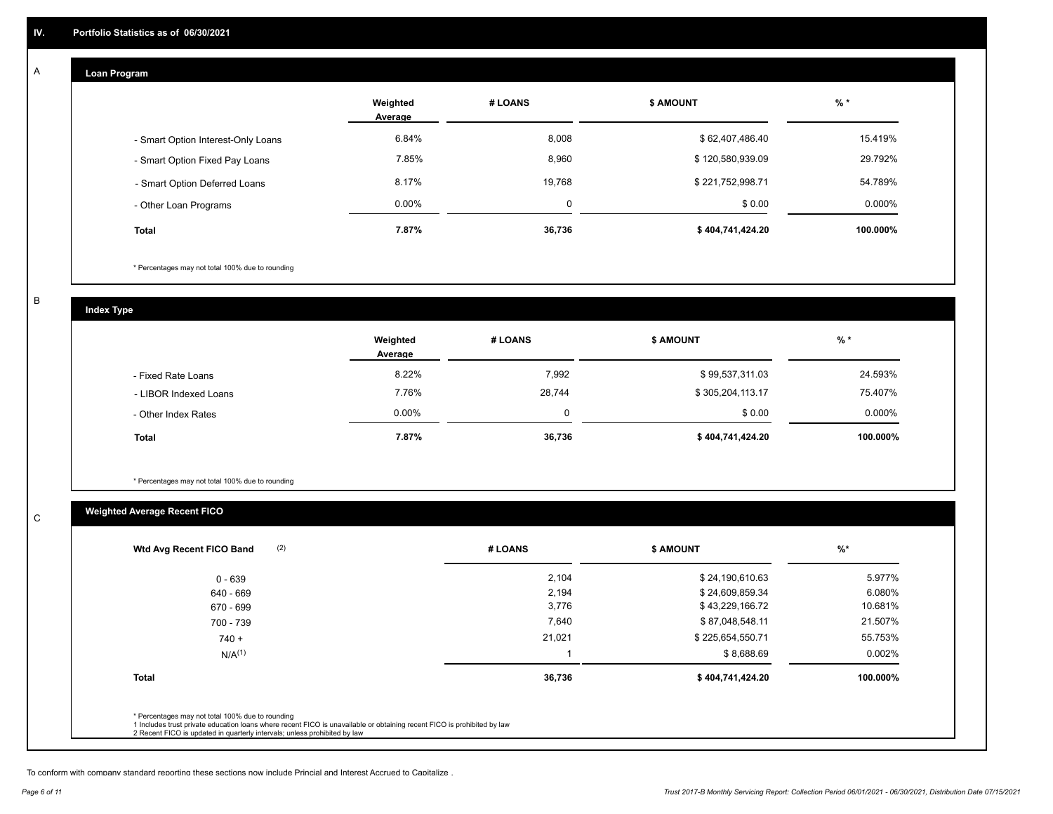## IV. Portfolio Statistics as of 06/30/2021

### A

#### Loan Program

| | Weighted Average | # LOANS | $ AMOUNT | % * |
|---|---|---|---|---|
| - Smart Option Interest-Only Loans | 6.84% | 8,008 | $ 62,407,486.40 | 15.419% |
| - Smart Option Fixed Pay Loans | 7.85% | 8,960 | $ 120,580,939.09 | 29.792% |
| - Smart Option Deferred Loans | 8.17% | 19,768 | $ 221,752,998.71 | 54.789% |
| - Other Loan Programs | 0.00% | 0 | $ 0.00 | 0.000% |
| **Total** | **7.87%** | **36,736** | **$ 404,741,424.20** | **100.000%** |

\* Percentages may not total 100% due to rounding

### B

#### Index Type

| | Weighted Average | # LOANS | $ AMOUNT | % * |
|---|---|---|---|---|
| - Fixed Rate Loans | 8.22% | 7,992 | $ 99,537,311.03 | 24.593% |
| - LIBOR Indexed Loans | 7.76% | 28,744 | $ 305,204,113.17 | 75.407% |
| - Other Index Rates | 0.00% | 0 | $ 0.00 | 0.000% |
| **Total** | **7.87%** | **36,736** | **$ 404,741,424.20** | **100.000%** |

\* Percentages may not total 100% due to rounding

### C

#### Weighted Average Recent FICO

| Wtd Avg Recent FICO Band (2) | # LOANS | $ AMOUNT | %* |
|---|---|---|---|
| 0 - 639 | 2,104 | $ 24,190,610.63 | 5.977% |
| 640 - 669 | 2,194 | $ 24,609,859.34 | 6.080% |
| 670 - 699 | 3,776 | $ 43,229,166.72 | 10.681% |
| 700 - 739 | 7,640 | $ 87,048,548.11 | 21.507% |
| 740 + | 21,021 | $ 225,654,550.71 | 55.753% |
| N/A(1) | 1 | $ 8,688.69 | 0.002% |
| **Total** | **36,736** | **$ 404,741,424.20** | **100.000%** |

\* Percentages may not total 100% due to rounding
1 Includes trust private education loans where recent FICO is unavailable or obtaining recent FICO is prohibited by law
2 Recent FICO is updated in quarterly intervals; unless prohibited by law

To conform with company standard reporting these sections now include Princial and Interest Accrued to Capitalize .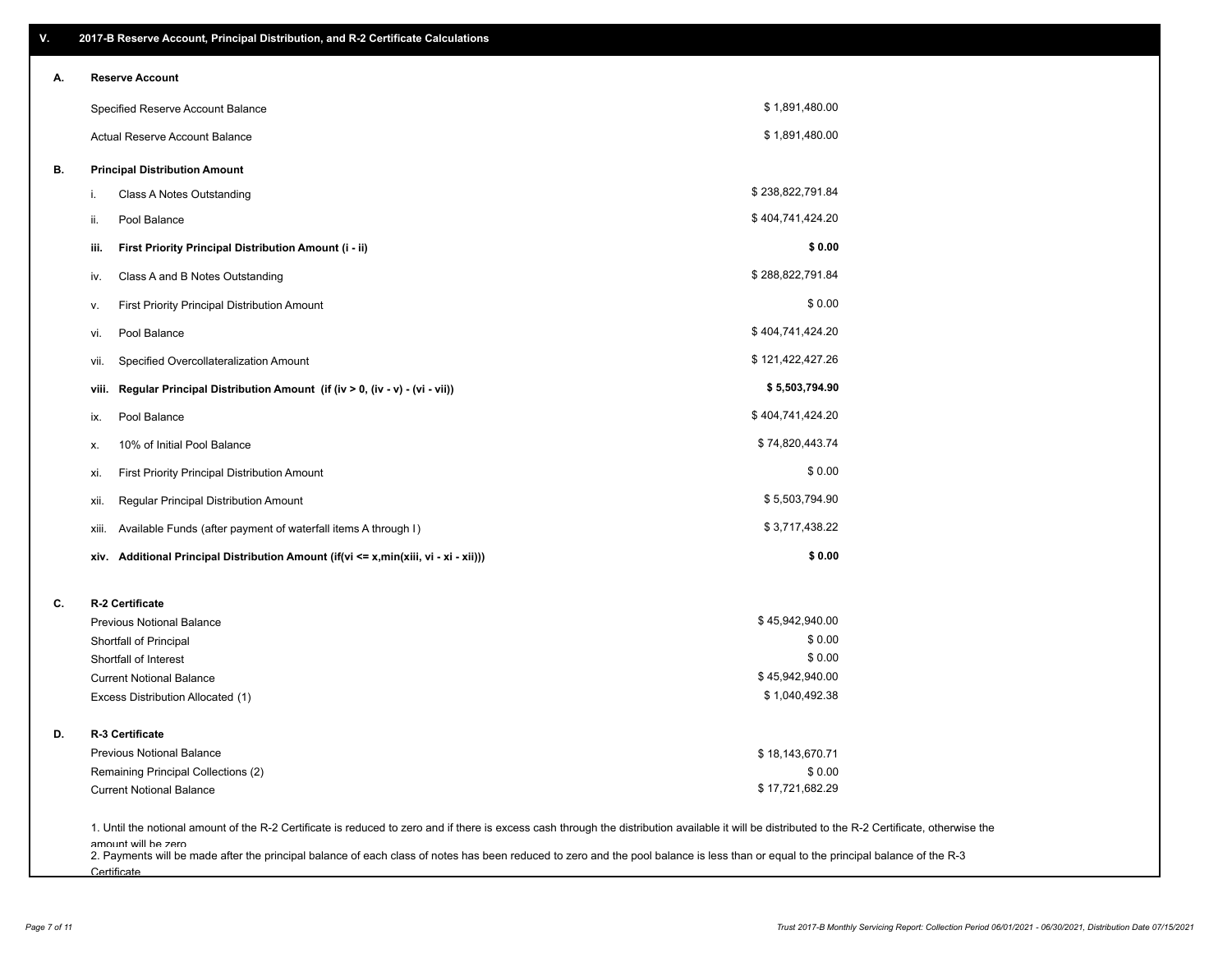## V. 2017-B Reserve Account, Principal Distribution, and R-2 Certificate Calculations

### A. Reserve Account

| | |
|---|---|
| Specified Reserve Account Balance | $ 1,891,480.00 |
| Actual Reserve Account Balance | $ 1,891,480.00 |

### B. Principal Distribution Amount

| | | |
|---|---|---|
| i. | Class A Notes Outstanding | $ 238,822,791.84 |
| ii. | Pool Balance | $ 404,741,424.20 |
| **iii.** | **First Priority Principal Distribution Amount (i - ii)** | **$ 0.00** |
| iv. | Class A and B Notes Outstanding | $ 288,822,791.84 |
| v. | First Priority Principal Distribution Amount | $ 0.00 |
| vi. | Pool Balance | $ 404,741,424.20 |
| vii. | Specified Overcollateralization Amount | $ 121,422,427.26 |
| **viii.** | **Regular Principal Distribution Amount (if (iv > 0, (iv - v) - (vi - vii))** | **$ 5,503,794.90** |
| ix. | Pool Balance | $ 404,741,424.20 |
| x. | 10% of Initial Pool Balance | $ 74,820,443.74 |
| xi. | First Priority Principal Distribution Amount | $ 0.00 |
| xii. | Regular Principal Distribution Amount | $ 5,503,794.90 |
| xiii. | Available Funds (after payment of waterfall items A through I) | $ 3,717,438.22 |
| **xiv.** | **Additional Principal Distribution Amount (if(vi <= x,min(xiii, vi - xi - xii)))** | **$ 0.00** |

### C. R-2 Certificate

| | |
|---|---|
| Previous Notional Balance | $ 45,942,940.00 |
| Shortfall of Principal | $ 0.00 |
| Shortfall of Interest | $ 0.00 |
| Current Notional Balance | $ 45,942,940.00 |
| Excess Distribution Allocated (1) | $ 1,040,492.38 |

### D. R-3 Certificate

| | |
|---|---|
| Previous Notional Balance | $ 18,143,670.71 |
| Remaining Principal Collections (2) | $ 0.00 |
| Current Notional Balance | $ 17,721,682.29 |

1. Until the notional amount of the R-2 Certificate is reduced to zero and if there is excess cash through the distribution available it will be distributed to the R-2 Certificate, otherwise the amount will be zero

2. Payments will be made after the principal balance of each class of notes has been reduced to zero and the pool balance is less than or equal to the principal balance of the R-3 Certificate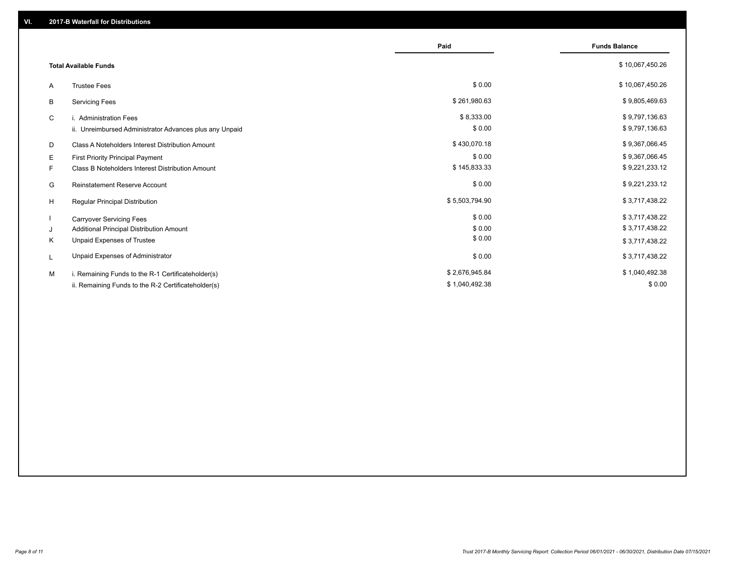## VI. 2017-B Waterfall for Distributions

| | | Paid | Funds Balance |
|---|---|---|---|
| | **Total Available Funds** | | $ 10,067,450.26 |
| A | Trustee Fees | $ 0.00 | $ 10,067,450.26 |
| B | Servicing Fees | $ 261,980.63 | $ 9,805,469.63 |
| C | i. Administration Fees | $ 8,333.00 | $ 9,797,136.63 |
| | ii. Unreimbursed Administrator Advances plus any Unpaid | $ 0.00 | $ 9,797,136.63 |
| D | Class A Noteholders Interest Distribution Amount | $ 430,070.18 | $ 9,367,066.45 |
| E | First Priority Principal Payment | $ 0.00 | $ 9,367,066.45 |
| F | Class B Noteholders Interest Distribution Amount | $ 145,833.33 | $ 9,221,233.12 |
| G | Reinstatement Reserve Account | $ 0.00 | $ 9,221,233.12 |
| H | Regular Principal Distribution | $ 5,503,794.90 | $ 3,717,438.22 |
| I | Carryover Servicing Fees | $ 0.00 | $ 3,717,438.22 |
| J | Additional Principal Distribution Amount | $ 0.00 | $ 3,717,438.22 |
| K | Unpaid Expenses of Trustee | $ 0.00 | $ 3,717,438.22 |
| L | Unpaid Expenses of Administrator | $ 0.00 | $ 3,717,438.22 |
| M | i. Remaining Funds to the R-1 Certificateholder(s) | $ 2,676,945.84 | $ 1,040,492.38 |
| | ii. Remaining Funds to the R-2 Certificateholder(s) | $ 1,040,492.38 | $ 0.00 |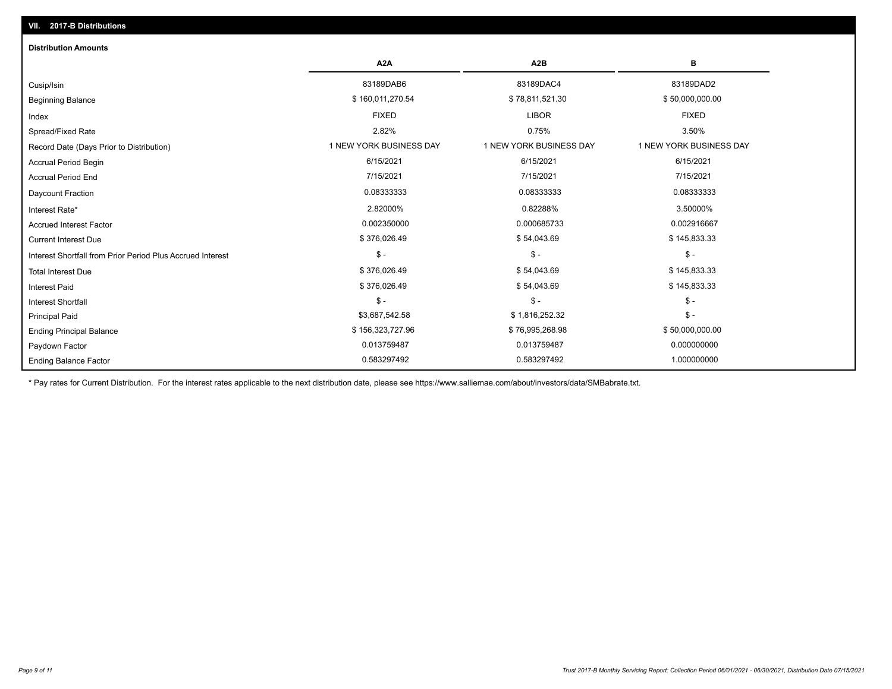## VII. 2017-B Distributions

### Distribution Amounts

| | A2A | A2B | B |
|---|---|---|---|
| Cusip/Isin | 83189DAB6 | 83189DAC4 | 83189DAD2 |
| Beginning Balance | $ 160,011,270.54 | $ 78,811,521.30 | $ 50,000,000.00 |
| Index | FIXED | LIBOR | FIXED |
| Spread/Fixed Rate | 2.82% | 0.75% | 3.50% |
| Record Date (Days Prior to Distribution) | 1 NEW YORK BUSINESS DAY | 1 NEW YORK BUSINESS DAY | 1 NEW YORK BUSINESS DAY |
| Accrual Period Begin | 6/15/2021 | 6/15/2021 | 6/15/2021 |
| Accrual Period End | 7/15/2021 | 7/15/2021 | 7/15/2021 |
| Daycount Fraction | 0.08333333 | 0.08333333 | 0.08333333 |
| Interest Rate* | 2.82000% | 0.82288% | 3.50000% |
| Accrued Interest Factor | 0.002350000 | 0.000685733 | 0.002916667 |
| Current Interest Due | $ 376,026.49 | $ 54,043.69 | $ 145,833.33 |
| Interest Shortfall from Prior Period Plus Accrued Interest | $ - | $ - | $ - |
| Total Interest Due | $ 376,026.49 | $ 54,043.69 | $ 145,833.33 |
| Interest Paid | $ 376,026.49 | $ 54,043.69 | $ 145,833.33 |
| Interest Shortfall | $ - | $ - | $ - |
| Principal Paid | $3,687,542.58 | $ 1,816,252.32 | $ - |
| Ending Principal Balance | $ 156,323,727.96 | $ 76,995,268.98 | $ 50,000,000.00 |
| Paydown Factor | 0.013759487 | 0.013759487 | 0.000000000 |
| Ending Balance Factor | 0.583297492 | 0.583297492 | 1.000000000 |

* Pay rates for Current Distribution. For the interest rates applicable to the next distribution date, please see https://www.salliemae.com/about/investors/data/SMBabrate.txt.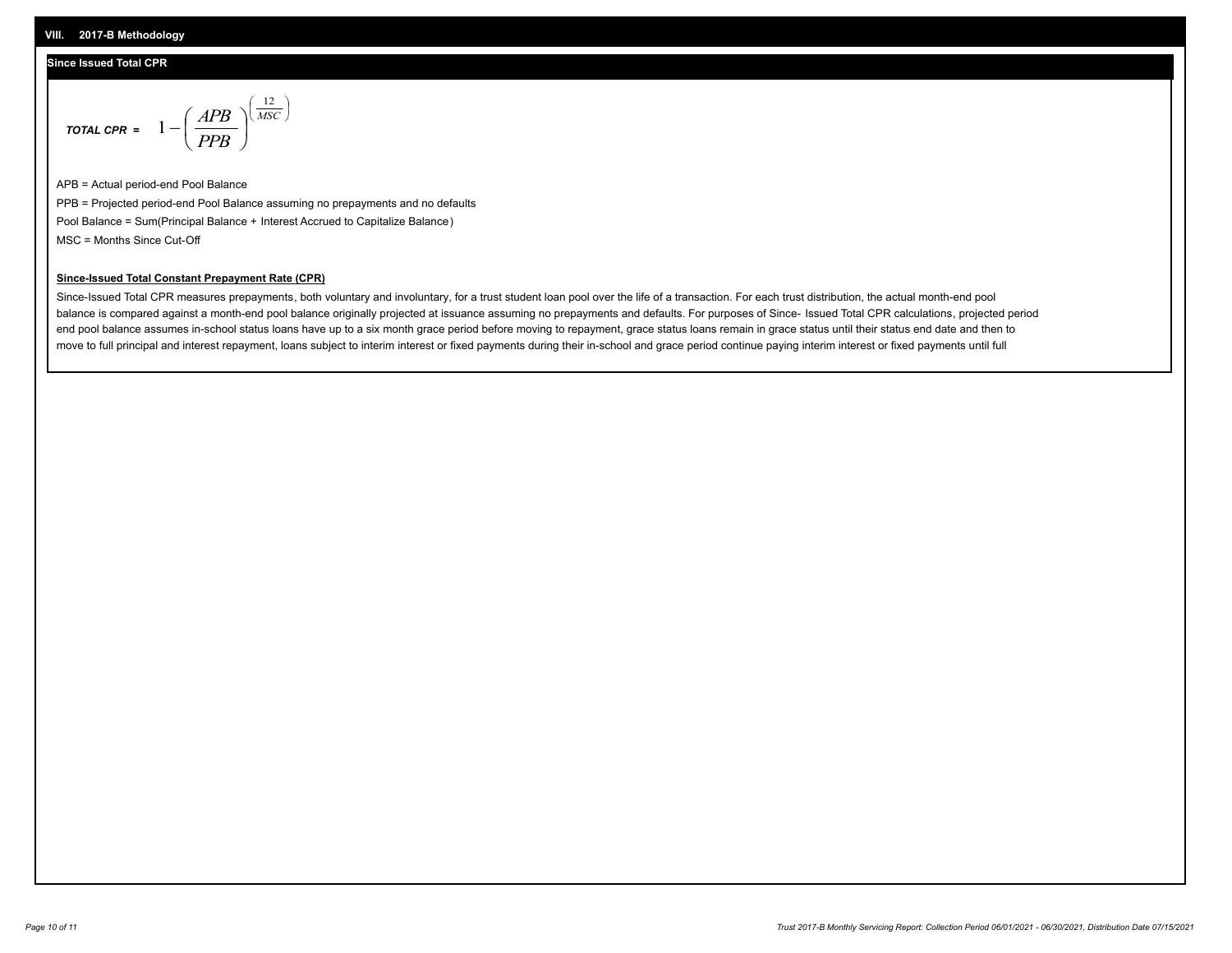## VIII. 2017-B Methodology

### Since Issued Total CPR

$$\textit{TOTAL CPR} = 1 - \left( \frac{APB}{PPB} \right)^{\left( \frac{12}{MSC} \right)}$$

APB = Actual period-end Pool Balance

PPB = Projected period-end Pool Balance assuming no prepayments and no defaults

Pool Balance = Sum(Principal Balance + Interest Accrued to Capitalize Balance)

MSC = Months Since Cut-Off

**Since-Issued Total Constant Prepayment Rate (CPR)**

Since-Issued Total CPR measures prepayments, both voluntary and involuntary, for a trust student loan pool over the life of a transaction. For each trust distribution, the actual month-end pool balance is compared against a month-end pool balance originally projected at issuance assuming no prepayments and defaults. For purposes of Since- Issued Total CPR calculations, projected period end pool balance assumes in-school status loans have up to a six month grace period before moving to repayment, grace status loans remain in grace status until their status end date and then to move to full principal and interest repayment, loans subject to interim interest or fixed payments during their in-school and grace period continue paying interim interest or fixed payments until full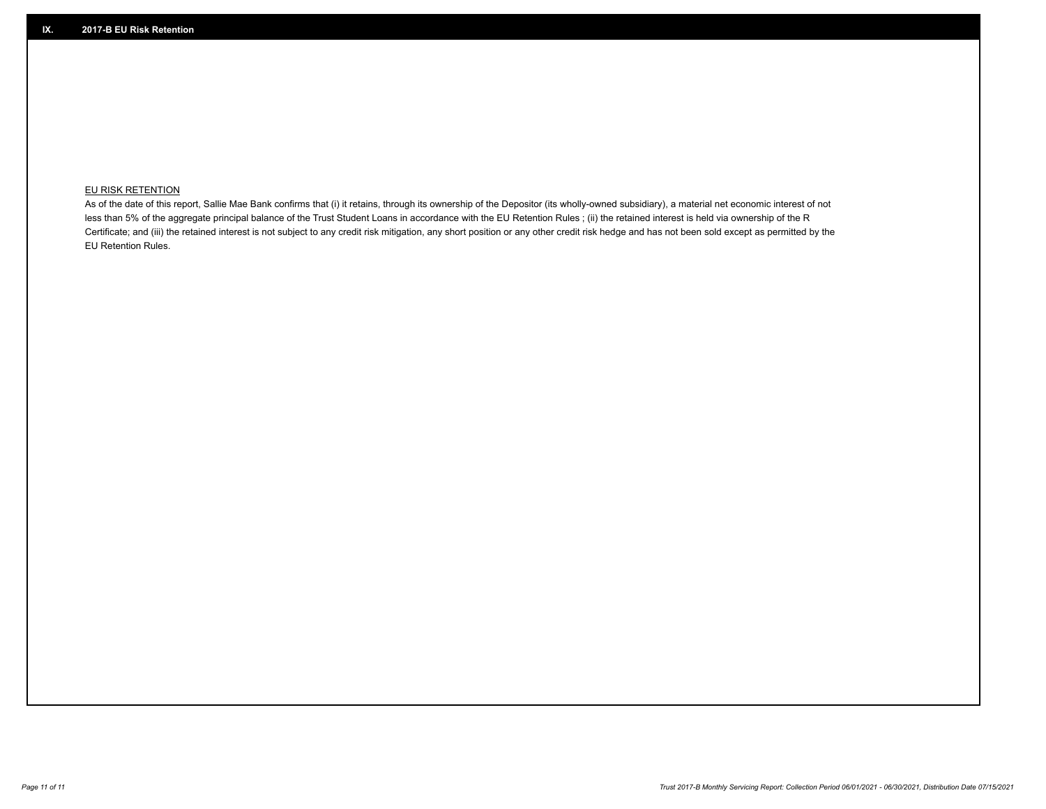## IX. 2017-B EU Risk Retention

EU RISK RETENTION

As of the date of this report, Sallie Mae Bank confirms that (i) it retains, through its ownership of the Depositor (its wholly-owned subsidiary), a material net economic interest of not less than 5% of the aggregate principal balance of the Trust Student Loans in accordance with the EU Retention Rules ; (ii) the retained interest is held via ownership of the R Certificate; and (iii) the retained interest is not subject to any credit risk mitigation, any short position or any other credit risk hedge and has not been sold except as permitted by the EU Retention Rules.